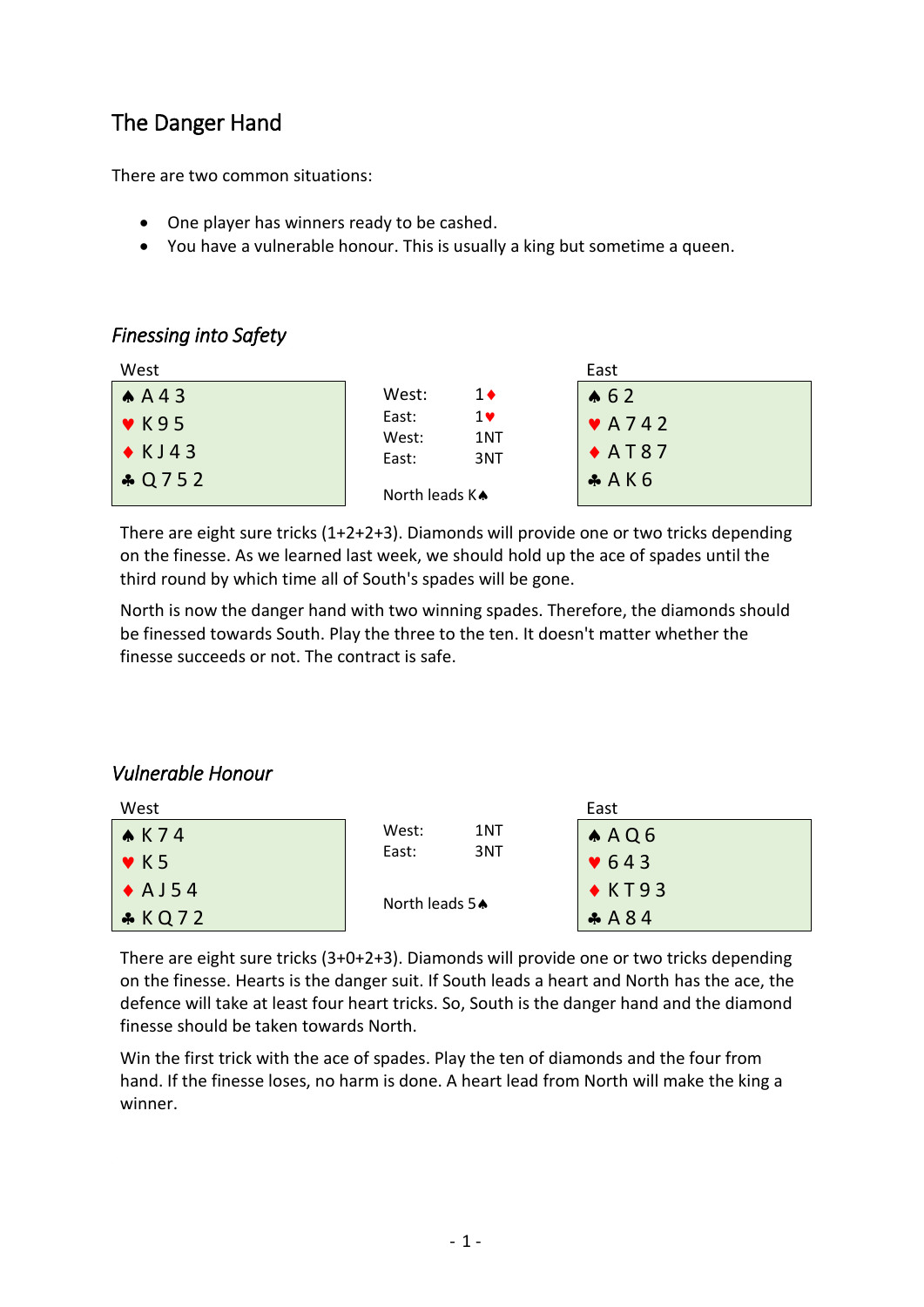# The Danger Hand

There are two common situations:

- One player has winners ready to be cashed.
- You have a vulnerable honour. This is usually a king but sometime a queen.

## *Finessing into Safety*

| West | | East |
|---|---|---|
| ♠ A 4 3 | West: 1♦ | ♠ 6 2 |
| ♥ K 9 5 | East: 1♥ | ♥ A 7 4 2 |
| ♦ K J 4 3 | West: 1NT | ♦ A T 8 7 |
| ♣ Q 7 5 2 | East: 3NT | ♣ A K 6 |
| | North leads K♠ | |

There are eight sure tricks (1+2+2+3). Diamonds will provide one or two tricks depending on the finesse. As we learned last week, we should hold up the ace of spades until the third round by which time all of South's spades will be gone.

North is now the danger hand with two winning spades. Therefore, the diamonds should be finessed towards South. Play the three to the ten. It doesn't matter whether the finesse succeeds or not. The contract is safe.

## *Vulnerable Honour*

| West | | East |
|---|---|---|
| ♠ K 7 4 | West: 1NT | ♠ A Q 6 |
| ♥ K 5 | East: 3NT | ♥ 6 4 3 |
| ♦ A J 5 4 | | ♦ K T 9 3 |
| ♣ K Q 7 2 | North leads 5♠ | ♣ A 8 4 |

There are eight sure tricks (3+0+2+3). Diamonds will provide one or two tricks depending on the finesse. Hearts is the danger suit. If South leads a heart and North has the ace, the defence will take at least four heart tricks. So, South is the danger hand and the diamond finesse should be taken towards North.

Win the first trick with the ace of spades. Play the ten of diamonds and the four from hand. If the finesse loses, no harm is done. A heart lead from North will make the king a winner.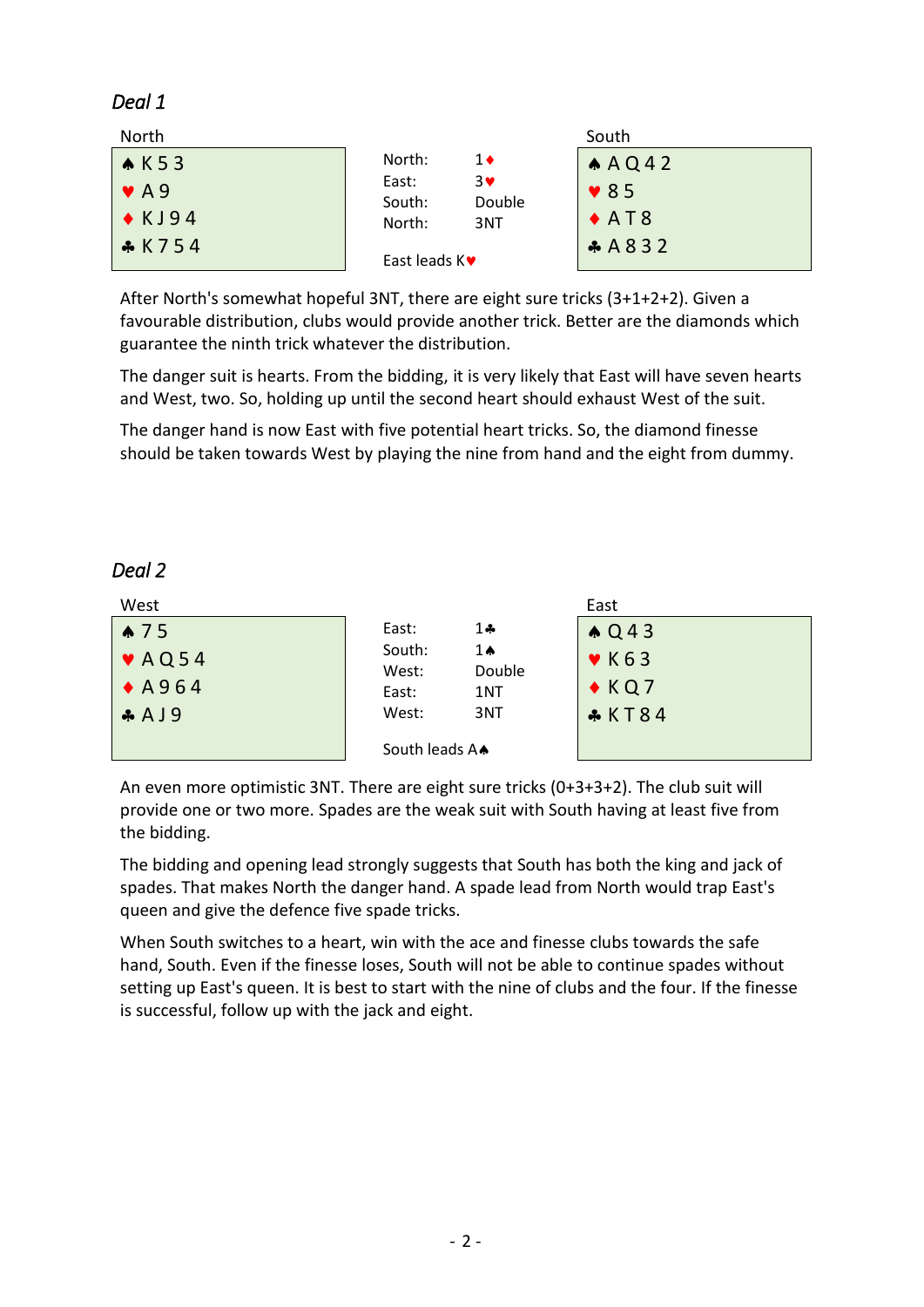*Deal 1*

| North | | South |
|---|---|---|
| ♠ K 5 3 | North: 1♦ | ♠ A Q 4 2 |
| ♥ A 9 | East: 3♥ | ♥ 8 5 |
| ♦ K J 9 4 | South: Double | ♦ A T 8 |
| ♣ K 7 5 4 | North: 3NT | ♣ A 8 3 2 |
| | East leads K♥ | |

After North's somewhat hopeful 3NT, there are eight sure tricks (3+1+2+2). Given a favourable distribution, clubs would provide another trick. Better are the diamonds which guarantee the ninth trick whatever the distribution.

The danger suit is hearts. From the bidding, it is very likely that East will have seven hearts and West, two. So, holding up until the second heart should exhaust West of the suit.

The danger hand is now East with five potential heart tricks. So, the diamond finesse should be taken towards West by playing the nine from hand and the eight from dummy.

*Deal 2*

| West | | East |
|---|---|---|
| ♠ 7 5 | East: 1♣ | ♠ Q 4 3 |
| ♥ A Q 5 4 | South: 1♠ | ♥ K 6 3 |
| ♦ A 9 6 4 | West: Double | ♦ K Q 7 |
| ♣ A J 9 | East: 1NT | ♣ K T 8 4 |
| | West: 3NT | |
| | South leads A♠ | |

An even more optimistic 3NT. There are eight sure tricks (0+3+3+2). The club suit will provide one or two more. Spades are the weak suit with South having at least five from the bidding.

The bidding and opening lead strongly suggests that South has both the king and jack of spades. That makes North the danger hand. A spade lead from North would trap East's queen and give the defence five spade tricks.

When South switches to a heart, win with the ace and finesse clubs towards the safe hand, South. Even if the finesse loses, South will not be able to continue spades without setting up East's queen. It is best to start with the nine of clubs and the four. If the finesse is successful, follow up with the jack and eight.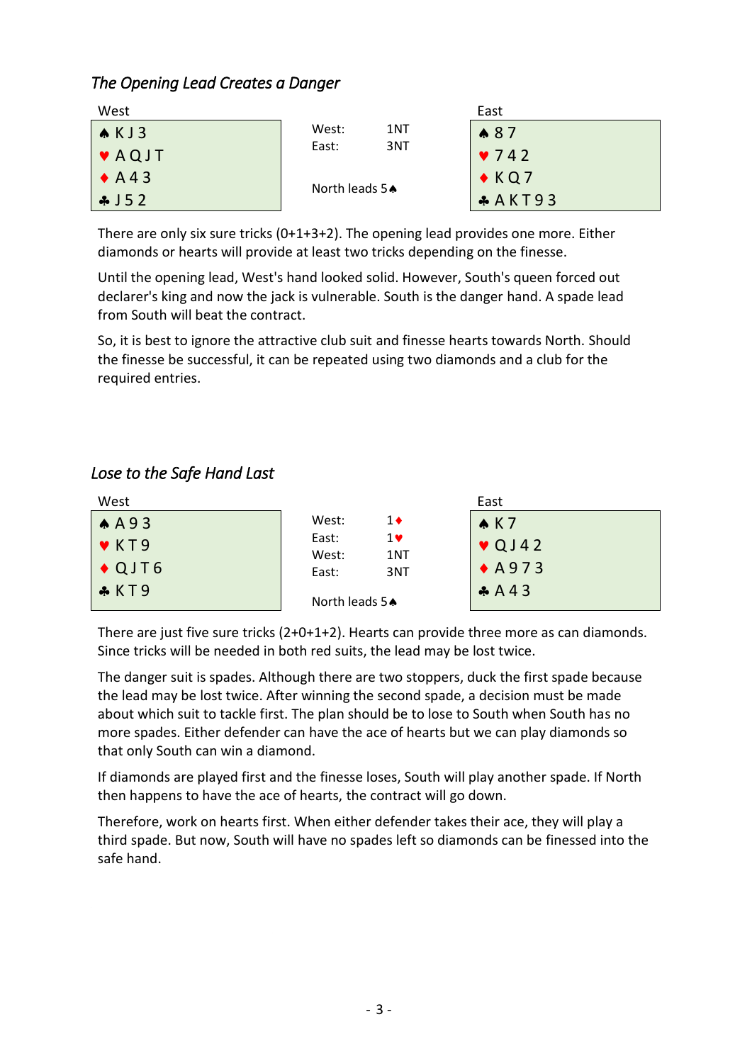## *The Opening Lead Creates a Danger*

| West | | East |
|---|---|---|
| ♠ K J 3 | West: 1NT | ♠ 8 7 |
| ♥ A Q J T | East: 3NT | ♥ 7 4 2 |
| ♦ A 4 3 | | ♦ K Q 7 |
| ♣ J 5 2 | North leads 5♠ | ♣ A K T 9 3 |

There are only six sure tricks (0+1+3+2). The opening lead provides one more. Either diamonds or hearts will provide at least two tricks depending on the finesse.

Until the opening lead, West's hand looked solid. However, South's queen forced out declarer's king and now the jack is vulnerable. South is the danger hand. A spade lead from South will beat the contract.

So, it is best to ignore the attractive club suit and finesse hearts towards North. Should the finesse be successful, it can be repeated using two diamonds and a club for the required entries.

## *Lose to the Safe Hand Last*

| West | | East |
|---|---|---|
| ♠ A 9 3 | West: 1♦ | ♠ K 7 |
| ♥ K T 9 | East: 1♥ | ♥ Q J 4 2 |
| ♦ Q J T 6 | West: 1NT | ♦ A 9 7 3 |
| ♣ K T 9 | East: 3NT | ♣ A 4 3 |
| | North leads 5♠ | |

There are just five sure tricks (2+0+1+2). Hearts can provide three more as can diamonds. Since tricks will be needed in both red suits, the lead may be lost twice.

The danger suit is spades. Although there are two stoppers, duck the first spade because the lead may be lost twice. After winning the second spade, a decision must be made about which suit to tackle first. The plan should be to lose to South when South has no more spades. Either defender can have the ace of hearts but we can play diamonds so that only South can win a diamond.

If diamonds are played first and the finesse loses, South will play another spade. If North then happens to have the ace of hearts, the contract will go down.

Therefore, work on hearts first. When either defender takes their ace, they will play a third spade. But now, South will have no spades left so diamonds can be finessed into the safe hand.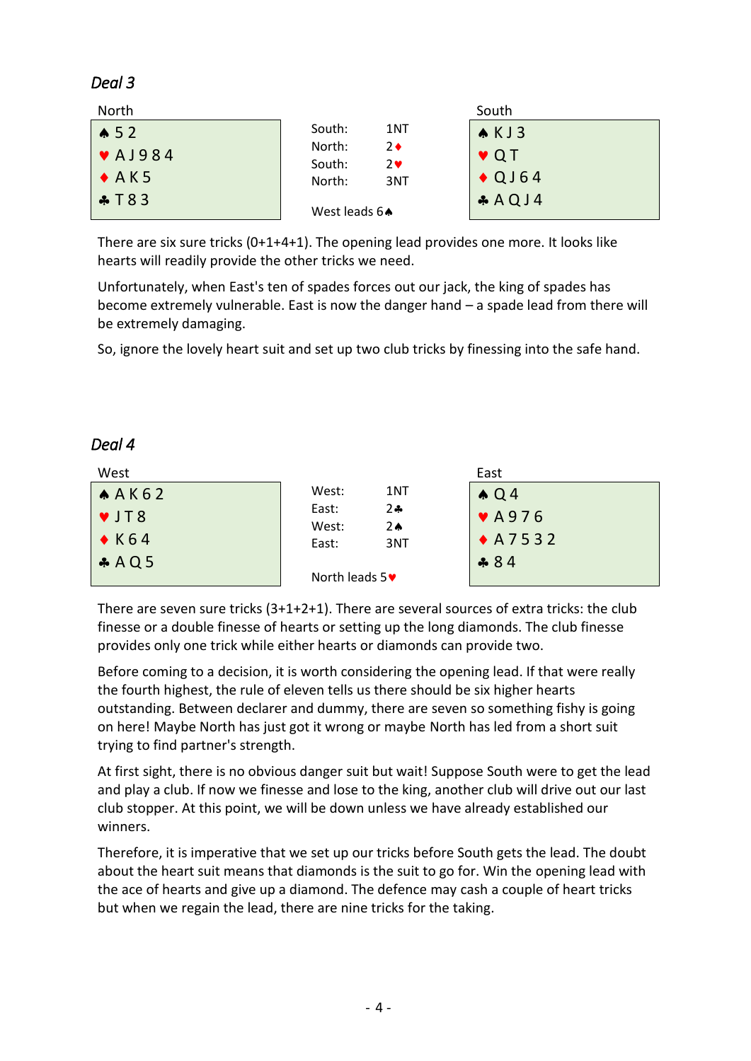## *Deal 3*

| North | | South |
|---|---|---|
| ♠ 5 2 | South: 1NT | ♠ K J 3 |
| ♥ A J 9 8 4 | North: 2♦ | ♥ Q T |
| ♦ A K 5 | South: 2♥ | ♦ Q J 6 4 |
| ♣ T 8 3 | North: 3NT | ♣ A Q J 4 |
| | West leads 6♠ | |

There are six sure tricks (0+1+4+1). The opening lead provides one more. It looks like hearts will readily provide the other tricks we need.

Unfortunately, when East's ten of spades forces out our jack, the king of spades has become extremely vulnerable. East is now the danger hand – a spade lead from there will be extremely damaging.

So, ignore the lovely heart suit and set up two club tricks by finessing into the safe hand.

## *Deal 4*

| West | | East |
|---|---|---|
| ♠ A K 6 2 | West: 1NT | ♠ Q 4 |
| ♥ J T 8 | East: 2♣ | ♥ A 9 7 6 |
| ♦ K 6 4 | West: 2♠ | ♦ A 7 5 3 2 |
| ♣ A Q 5 | East: 3NT | ♣ 8 4 |
| | North leads 5♥ | |

There are seven sure tricks (3+1+2+1). There are several sources of extra tricks: the club finesse or a double finesse of hearts or setting up the long diamonds. The club finesse provides only one trick while either hearts or diamonds can provide two.

Before coming to a decision, it is worth considering the opening lead. If that were really the fourth highest, the rule of eleven tells us there should be six higher hearts outstanding. Between declarer and dummy, there are seven so something fishy is going on here! Maybe North has just got it wrong or maybe North has led from a short suit trying to find partner's strength.

At first sight, there is no obvious danger suit but wait! Suppose South were to get the lead and play a club. If now we finesse and lose to the king, another club will drive out our last club stopper. At this point, we will be down unless we have already established our winners.

Therefore, it is imperative that we set up our tricks before South gets the lead. The doubt about the heart suit means that diamonds is the suit to go for. Win the opening lead with the ace of hearts and give up a diamond. The defence may cash a couple of heart tricks but when we regain the lead, there are nine tricks for the taking.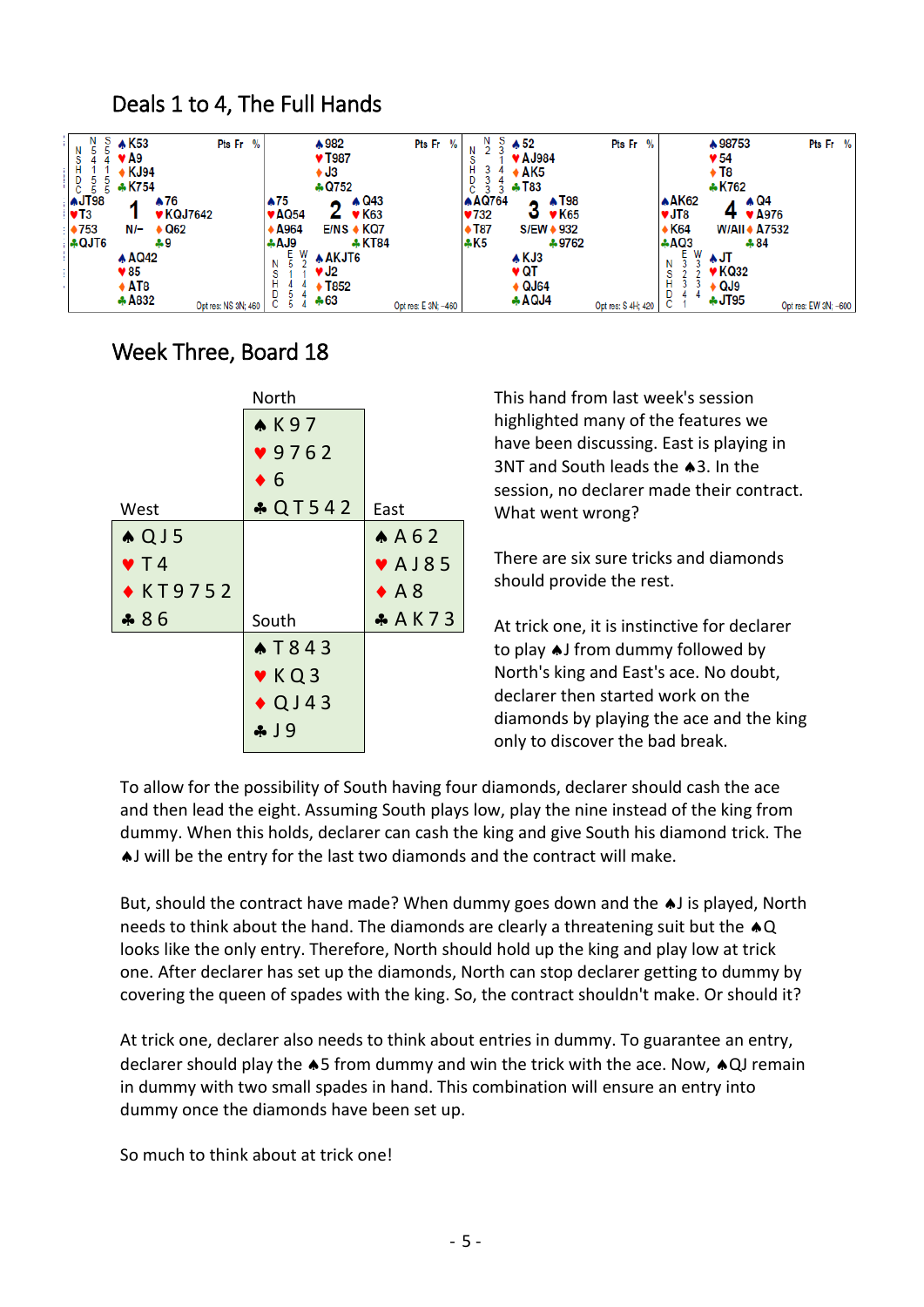## Deals 1 to 4, The Full Hands

**Deal 1** — N/– — Opt res: NS 3N; 460

| | N | S | E | W |
|---|---|---|---|---|
| N | 5 | 5 | | |
| S | 4 | 4 | | |
| H | 1 | 1 | | |
| D | 5 | 5 | | |
| C | 5 | 5 | | |

North: ♠K53 ♥A9 ♦KJ94 ♣K754
West: ♠JT98 ♥T3 ♦753 ♣QJT6
East: ♠76 ♥KQJ7642 ♦Q62 ♣9
South: ♠AQ42 ♥85 ♦AT8 ♣A832

**Deal 2** — E/NS — Opt res: E 3N; -460

| | E | W |
|---|---|---|
| N | 5 | 2 |
| S | 1 | 1 |
| H | 4 | 4 |
| D | 5 | 4 |
| C | 5 | 4 |

North: ♠982 ♥T987 ♦J3 ♣Q752
West: ♠75 ♥AQ54 ♦A964 ♣AJ9
East: ♠Q43 ♥K63 ♦KQ7 ♣KT84
South: ♠AKJT6 ♥J2 ♦T852 ♣63

**Deal 3** — S/EW — Opt res: S 4H; 420

| | N | S |
|---|---|---|
| N | 2 | 3 |
| S | 1 | 1 |
| H | 3 | 4 |
| D | 3 | 4 |
| C | 3 | 3 |

North: ♠52 ♥AJ984 ♦AK5 ♣T83
West: ♠AQ764 ♥732 ♦T87 ♣K5
East: ♠T98 ♥K65 ♦932 ♣9762
South: ♠KJ3 ♥QT ♦QJ64 ♣AQJ4

**Deal 4** — W/All — Opt res: EW 3N; -600

| | E | W |
|---|---|---|
| N | 3 | 3 |
| S | 2 | 2 |
| H | 3 | 3 |
| D | 4 | 4 |
| C | 1 | |

North: ♠98753 ♥54 ♦T8 ♣K762
West: ♠AK62 ♥JT8 ♦K64 ♣AQ3
East: ♠Q4 ♥A976 ♦A7532 ♣84
South: ♠JT ♥KQ32 ♦QJ9 ♣JT95

## Week Three, Board 18

North: ♠ K 9 7 ♥ 9 7 6 2 ♦ 6 ♣ Q T 5 4 2
West: ♠ Q J 5 ♥ T 4 ♦ K T 9 7 5 2 ♣ 8 6
East: ♠ A 6 2 ♥ A J 8 5 ♦ A 8 ♣ A K 7 3
South: ♠ T 8 4 3 ♥ K Q 3 ♦ Q J 4 3 ♣ J 9

This hand from last week's session highlighted many of the features we have been discussing. East is playing in 3NT and South leads the ♠3. In the session, no declarer made their contract. What went wrong?

There are six sure tricks and diamonds should provide the rest.

At trick one, it is instinctive for declarer to play ♠J from dummy followed by North's king and East's ace. No doubt, declarer then started work on the diamonds by playing the ace and the king only to discover the bad break.

To allow for the possibility of South having four diamonds, declarer should cash the ace and then lead the eight. Assuming South plays low, play the nine instead of the king from dummy. When this holds, declarer can cash the king and give South his diamond trick. The ♠J will be the entry for the last two diamonds and the contract will make.

But, should the contract have made? When dummy goes down and the ♠J is played, North needs to think about the hand. The diamonds are clearly a threatening suit but the ♠Q looks like the only entry. Therefore, North should hold up the king and play low at trick one. After declarer has set up the diamonds, North can stop declarer getting to dummy by covering the queen of spades with the king. So, the contract shouldn't make. Or should it?

At trick one, declarer also needs to think about entries in dummy. To guarantee an entry, declarer should play the ♠5 from dummy and win the trick with the ace. Now, ♠QJ remain in dummy with two small spades in hand. This combination will ensure an entry into dummy once the diamonds have been set up.

So much to think about at trick one!